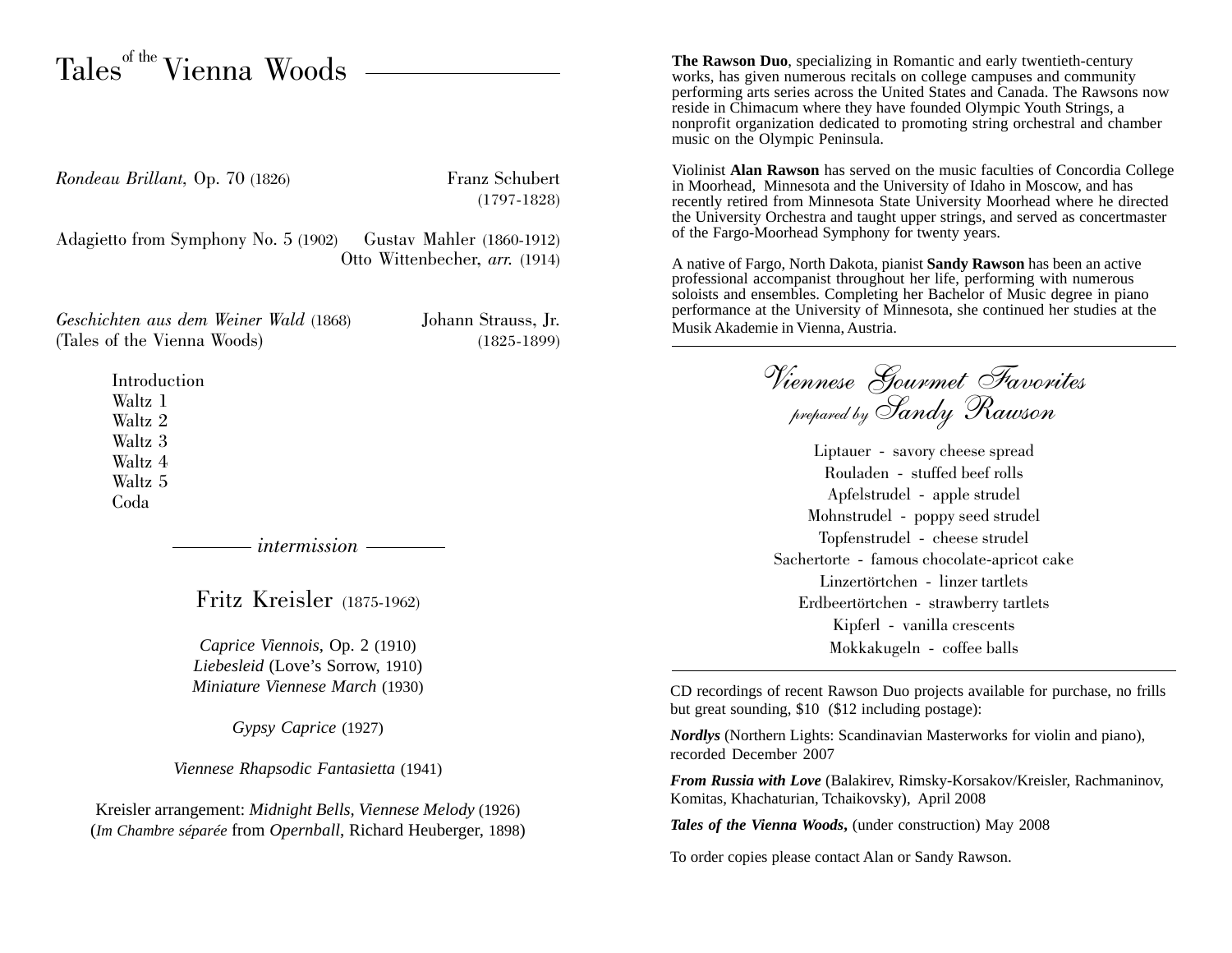# Tales of the Vienna Woods

*Rondeau Brillant,* Op. 70 (1826) — Franz Schubert (1797-1828)

Adagietto from Symphony No. 5 (1902) — Gustav Mahler (1860-1912)
Otto Wittenbecher, *arr.* (1914)

*Geschichten aus dem Weiner Wald* (1868) — Johann Strauss, Jr. (1825-1899)
(Tales of the Vienna Woods)

- Introduction
- Waltz 1
- Waltz 2
- Waltz 3
- Waltz 4
- Waltz 5
- Coda

*intermission*

## Fritz Kreisler (1875-1962)

*Caprice Viennois,* Op. 2 (1910)
*Liebesleid* (Love's Sorrow, 1910)
*Miniature Viennese March* (1930)

*Gypsy Caprice* (1927)

*Viennese Rhapsodic Fantasietta* (1941)

Kreisler arrangement: *Midnight Bells*, *Viennese Melody* (1926)
(*Im Chambre séparée* from *Opernball*, Richard Heuberger, 1898)

**The Rawson Duo**, specializing in Romantic and early twentieth-century works, has given numerous recitals on college campuses and community performing arts series across the United States and Canada. The Rawsons now reside in Chimacum where they have founded Olympic Youth Strings, a nonprofit organization dedicated to promoting string orchestral and chamber music on the Olympic Peninsula.

Violinist **Alan Rawson** has served on the music faculties of Concordia College in Moorhead, Minnesota and the University of Idaho in Moscow, and has recently retired from Minnesota State University Moorhead where he directed the University Orchestra and taught upper strings, and served as concertmaster of the Fargo-Moorhead Symphony for twenty years.

A native of Fargo, North Dakota, pianist **Sandy Rawson** has been an active professional accompanist throughout her life, performing with numerous soloists and ensembles. Completing her Bachelor of Music degree in piano performance at the University of Minnesota, she continued her studies at the Musik Akademie in Vienna, Austria.

## Viennese Gourmet Favorites
*prepared by Sandy Rawson*

Liptauer - savory cheese spread
Rouladen - stuffed beef rolls
Apfelstrudel - apple strudel
Mohnstrudel - poppy seed strudel
Topfenstrudel - cheese strudel
Sachertorte - famous chocolate-apricot cake
Linzertörtchen - linzer tartlets
Erdbeertörtchen - strawberry tartlets
Kipferl - vanilla crescents
Mokkakugeln - coffee balls

CD recordings of recent Rawson Duo projects available for purchase, no frills but great sounding, $10 ($12 including postage):

***Nordlys*** (Northern Lights: Scandinavian Masterworks for violin and piano), recorded December 2007

***From Russia with Love*** (Balakirev, Rimsky-Korsakov/Kreisler, Rachmaninov, Komitas, Khachaturian, Tchaikovsky), April 2008

***Tales of the Vienna Woods*****,** (under construction) May 2008

To order copies please contact Alan or Sandy Rawson.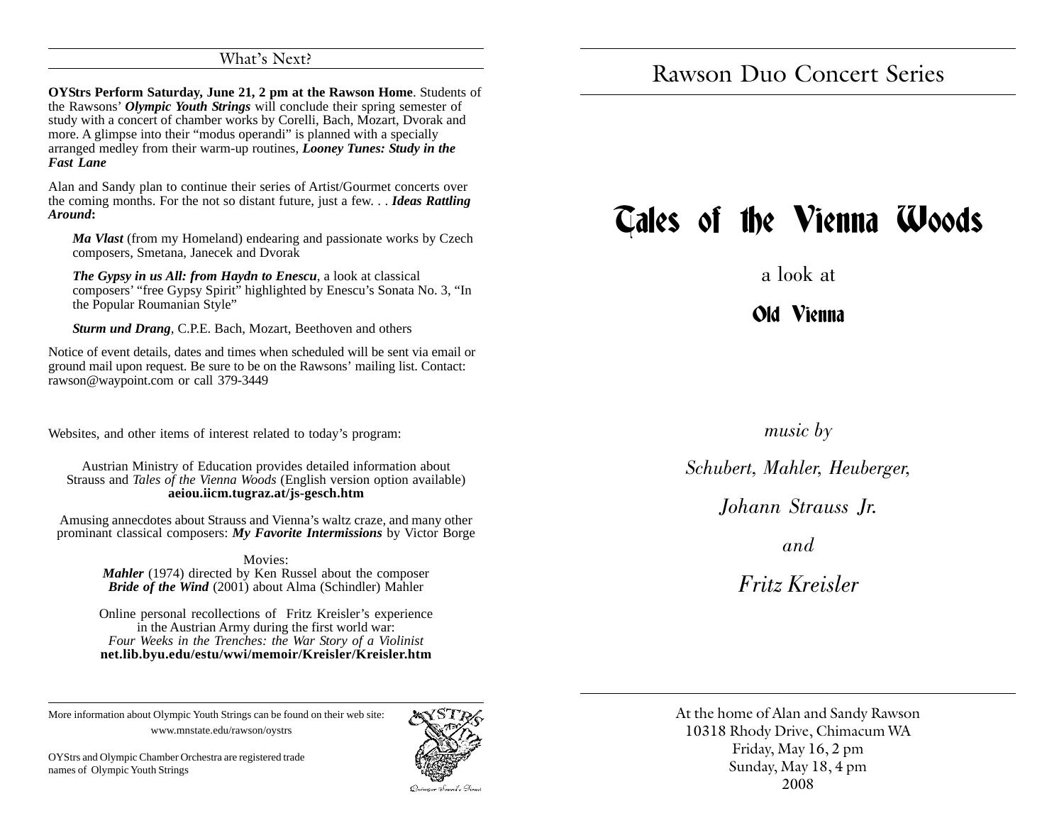## What's Next?

**OYStrs Perform Saturday, June 21, 2 pm at the Rawson Home**. Students of the Rawsons' ***Olympic Youth Strings*** will conclude their spring semester of study with a concert of chamber works by Corelli, Bach, Mozart, Dvorak and more. A glimpse into their "modus operandi" is planned with a specially arranged medley from their warm-up routines, ***Looney Tunes: Study in the Fast Lane***

Alan and Sandy plan to continue their series of Artist/Gourmet concerts over the coming months. For the not so distant future, just a few. . . ***Ideas Rattling Around*:**

> ***Ma Vlast*** (from my Homeland) endearing and passionate works by Czech composers, Smetana, Janecek and Dvorak
>
> ***The Gypsy in us All: from Haydn to Enescu***, a look at classical composers' "free Gypsy Spirit" highlighted by Enescu's Sonata No. 3, "In the Popular Roumanian Style"
>
> ***Sturm und Drang***, C.P.E. Bach, Mozart, Beethoven and others

Notice of event details, dates and times when scheduled will be sent via email or ground mail upon request. Be sure to be on the Rawsons' mailing list. Contact: rawson@waypoint.com or call 379-3449

Websites, and other items of interest related to today's program:

Austrian Ministry of Education provides detailed information about Strauss and *Tales of the Vienna Woods* (English version option available)
**aeiou.iicm.tugraz.at/js-gesch.htm**

Amusing annecdotes about Strauss and Vienna's waltz craze, and many other prominant classical composers: ***My Favorite Intermissions*** by Victor Borge

Movies:
***Mahler*** (1974) directed by Ken Russel about the composer
***Bride of the Wind*** (2001) about Alma (Schindler) Mahler

Online personal recollections of Fritz Kreisler's experience in the Austrian Army during the first world war:
*Four Weeks in the Trenches: the War Story of a Violinist*
**net.lib.byu.edu/estu/wwi/memoir/Kreisler/Kreisler.htm**

More information about Olympic Youth Strings can be found on their web site:
www.mnstate.edu/rawson/oystrs

OYStrs and Olympic Chamber Orchestra are registered trade names of Olympic Youth Strings

# Rawson Duo Concert Series

# Tales of the Vienna Woods

a look at

## Old Vienna

*music by*

*Schubert, Mahler, Heuberger,*

*Johann Strauss Jr.*

*and*

*Fritz Kreisler*

At the home of Alan and Sandy Rawson
10318 Rhody Drive, Chimacum WA
Friday, May 16, 2 pm
Sunday, May 18, 4 pm
2008